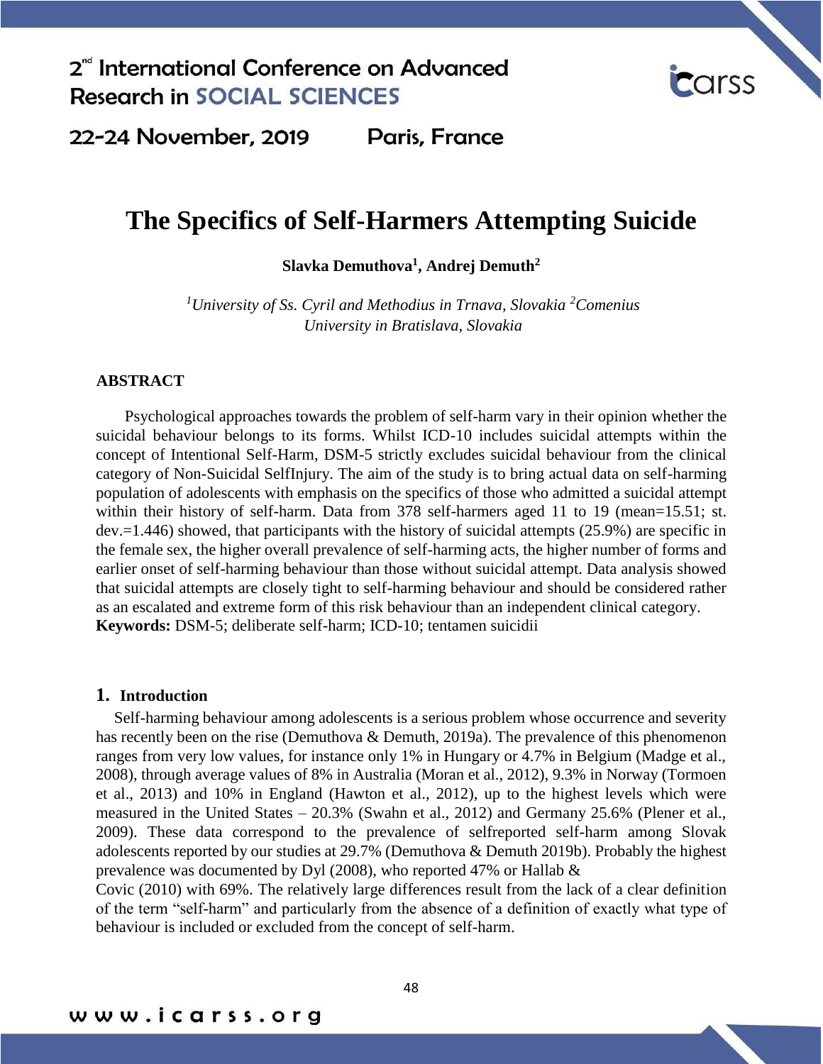# The Specifics of Self-Harmers Attempting Suicide

**Slavka Demuthova[1], Andrej Demuth[2]**

*[1]University of Ss. Cyril and Methodius in Trnava, Slovakia [2]Comenius University in Bratislava, Slovakia*

### ABSTRACT

Psychological approaches towards the problem of self-harm vary in their opinion whether the suicidal behaviour belongs to its forms. Whilst ICD-10 includes suicidal attempts within the concept of Intentional Self-Harm, DSM-5 strictly excludes suicidal behaviour from the clinical category of Non-Suicidal SelfInjury. The aim of the study is to bring actual data on self-harming population of adolescents with emphasis on the specifics of those who admitted a suicidal attempt within their history of self-harm. Data from 378 self-harmers aged 11 to 19 (mean=15.51; st. dev.=1.446) showed, that participants with the history of suicidal attempts (25.9%) are specific in the female sex, the higher overall prevalence of self-harming acts, the higher number of forms and earlier onset of self-harming behaviour than those without suicidal attempt. Data analysis showed that suicidal attempts are closely tight to self-harming behaviour and should be considered rather as an escalated and extreme form of this risk behaviour than an independent clinical category.

**Keywords:** DSM-5; deliberate self-harm; ICD-10; tentamen suicidii

## 1. Introduction

Self-harming behaviour among adolescents is a serious problem whose occurrence and severity has recently been on the rise (Demuthova & Demuth, 2019a). The prevalence of this phenomenon ranges from very low values, for instance only 1% in Hungary or 4.7% in Belgium (Madge et al., 2008), through average values of 8% in Australia (Moran et al., 2012), 9.3% in Norway (Tormoen et al., 2013) and 10% in England (Hawton et al., 2012), up to the highest levels which were measured in the United States – 20.3% (Swahn et al., 2012) and Germany 25.6% (Plener et al., 2009). These data correspond to the prevalence of selfreported self-harm among Slovak adolescents reported by our studies at 29.7% (Demuthova & Demuth 2019b). Probably the highest prevalence was documented by Dyl (2008), who reported 47% or Hallab & Covic (2010) with 69%. The relatively large differences result from the lack of a clear definition of the term "self-harm" and particularly from the absence of a definition of exactly what type of behaviour is included or excluded from the concept of self-harm.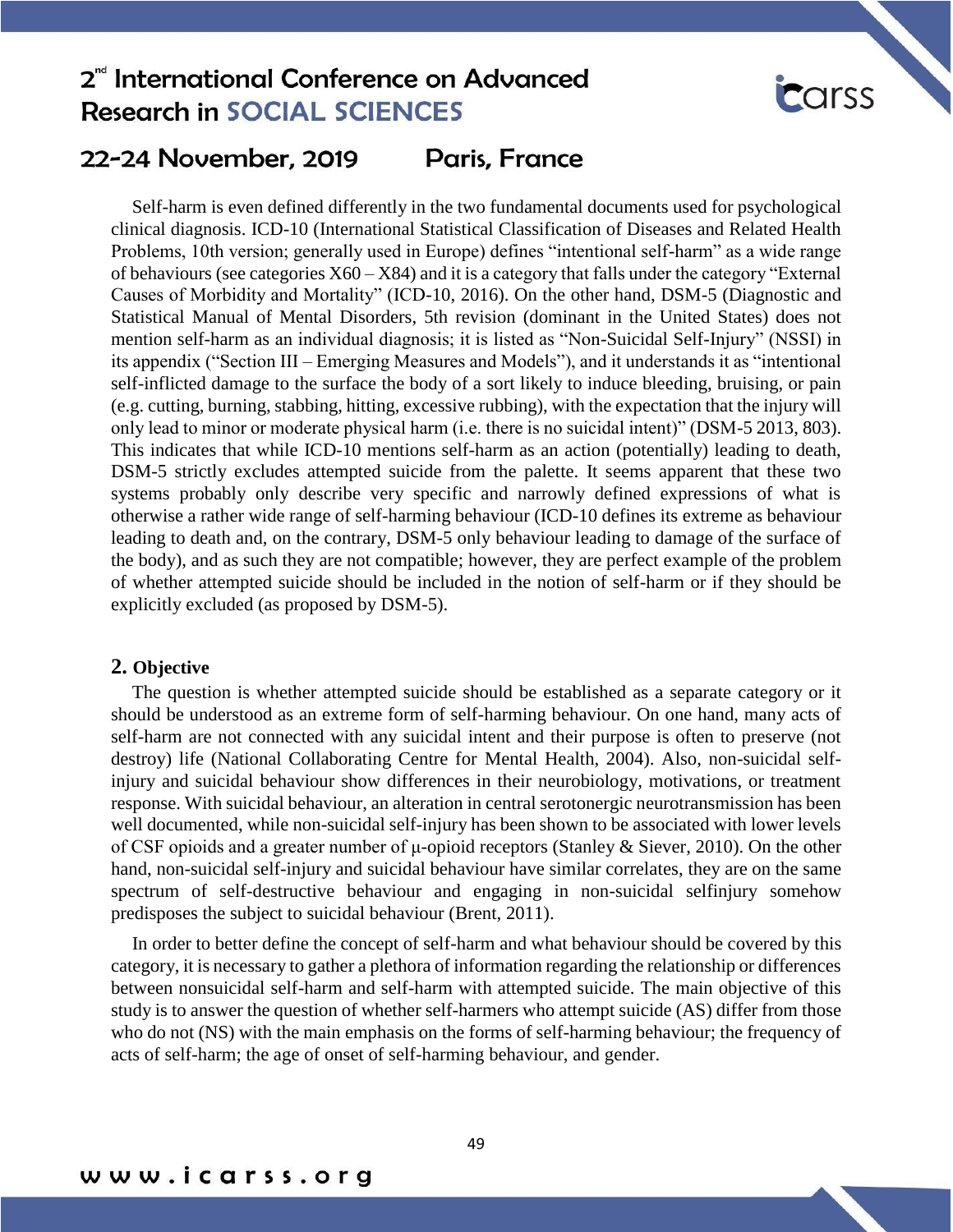Self-harm is even defined differently in the two fundamental documents used for psychological clinical diagnosis. ICD-10 (International Statistical Classification of Diseases and Related Health Problems, 10th version; generally used in Europe) defines "intentional self-harm" as a wide range of behaviours (see categories X60 – X84) and it is a category that falls under the category "External Causes of Morbidity and Mortality" (ICD-10, 2016). On the other hand, DSM-5 (Diagnostic and Statistical Manual of Mental Disorders, 5th revision (dominant in the United States) does not mention self-harm as an individual diagnosis; it is listed as "Non-Suicidal Self-Injury" (NSSI) in its appendix ("Section III – Emerging Measures and Models"), and it understands it as "intentional self-inflicted damage to the surface the body of a sort likely to induce bleeding, bruising, or pain (e.g. cutting, burning, stabbing, hitting, excessive rubbing), with the expectation that the injury will only lead to minor or moderate physical harm (i.e. there is no suicidal intent)" (DSM-5 2013, 803). This indicates that while ICD-10 mentions self-harm as an action (potentially) leading to death, DSM-5 strictly excludes attempted suicide from the palette. It seems apparent that these two systems probably only describe very specific and narrowly defined expressions of what is otherwise a rather wide range of self-harming behaviour (ICD-10 defines its extreme as behaviour leading to death and, on the contrary, DSM-5 only behaviour leading to damage of the surface of the body), and as such they are not compatible; however, they are perfect example of the problem of whether attempted suicide should be included in the notion of self-harm or if they should be explicitly excluded (as proposed by DSM-5).

## 2. Objective

The question is whether attempted suicide should be established as a separate category or it should be understood as an extreme form of self-harming behaviour. On one hand, many acts of self-harm are not connected with any suicidal intent and their purpose is often to preserve (not destroy) life (National Collaborating Centre for Mental Health, 2004). Also, non-suicidal self-injury and suicidal behaviour show differences in their neurobiology, motivations, or treatment response. With suicidal behaviour, an alteration in central serotonergic neurotransmission has been well documented, while non-suicidal self-injury has been shown to be associated with lower levels of CSF opioids and a greater number of μ-opioid receptors (Stanley & Siever, 2010). On the other hand, non-suicidal self-injury and suicidal behaviour have similar correlates, they are on the same spectrum of self-destructive behaviour and engaging in non-suicidal selfinjury somehow predisposes the subject to suicidal behaviour (Brent, 2011).

In order to better define the concept of self-harm and what behaviour should be covered by this category, it is necessary to gather a plethora of information regarding the relationship or differences between nonsuicidal self-harm and self-harm with attempted suicide. The main objective of this study is to answer the question of whether self-harmers who attempt suicide (AS) differ from those who do not (NS) with the main emphasis on the forms of self-harming behaviour; the frequency of acts of self-harm; the age of onset of self-harming behaviour, and gender.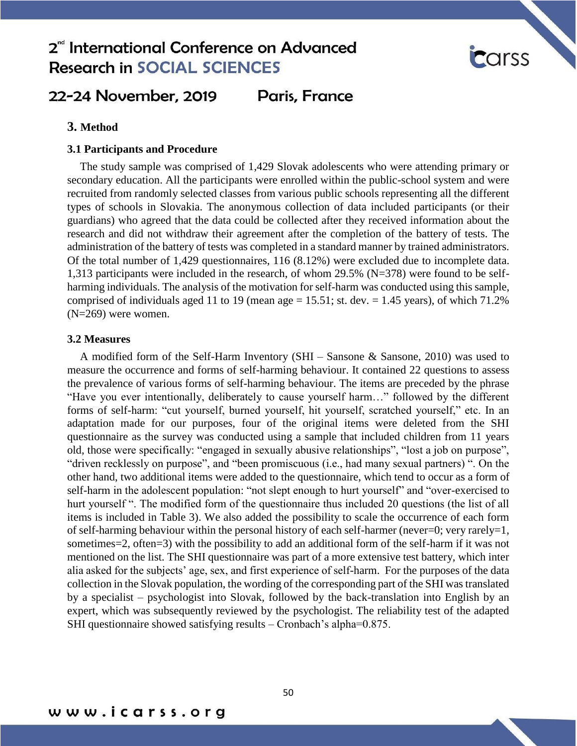## 3. Method

### 3.1 Participants and Procedure

The study sample was comprised of 1,429 Slovak adolescents who were attending primary or secondary education. All the participants were enrolled within the public-school system and were recruited from randomly selected classes from various public schools representing all the different types of schools in Slovakia. The anonymous collection of data included participants (or their guardians) who agreed that the data could be collected after they received information about the research and did not withdraw their agreement after the completion of the battery of tests. The administration of the battery of tests was completed in a standard manner by trained administrators. Of the total number of 1,429 questionnaires, 116 (8.12%) were excluded due to incomplete data. 1,313 participants were included in the research, of whom 29.5% (N=378) were found to be self-harming individuals. The analysis of the motivation for self-harm was conducted using this sample, comprised of individuals aged 11 to 19 (mean age = 15.51; st. dev. = 1.45 years), of which 71.2% (N=269) were women.

### 3.2 Measures

A modified form of the Self-Harm Inventory (SHI – Sansone & Sansone, 2010) was used to measure the occurrence and forms of self-harming behaviour. It contained 22 questions to assess the prevalence of various forms of self-harming behaviour. The items are preceded by the phrase "Have you ever intentionally, deliberately to cause yourself harm…" followed by the different forms of self-harm: "cut yourself, burned yourself, hit yourself, scratched yourself," etc. In an adaptation made for our purposes, four of the original items were deleted from the SHI questionnaire as the survey was conducted using a sample that included children from 11 years old, those were specifically: "engaged in sexually abusive relationships", "lost a job on purpose", "driven recklessly on purpose", and "been promiscuous (i.e., had many sexual partners) ". On the other hand, two additional items were added to the questionnaire, which tend to occur as a form of self-harm in the adolescent population: "not slept enough to hurt yourself" and "over-exercised to hurt yourself ". The modified form of the questionnaire thus included 20 questions (the list of all items is included in Table 3). We also added the possibility to scale the occurrence of each form of self-harming behaviour within the personal history of each self-harmer (never=0; very rarely=1, sometimes=2, often=3) with the possibility to add an additional form of the self-harm if it was not mentioned on the list. The SHI questionnaire was part of a more extensive test battery, which inter alia asked for the subjects' age, sex, and first experience of self-harm. For the purposes of the data collection in the Slovak population, the wording of the corresponding part of the SHI was translated by a specialist – psychologist into Slovak, followed by the back-translation into English by an expert, which was subsequently reviewed by the psychologist. The reliability test of the adapted SHI questionnaire showed satisfying results – Cronbach's alpha=0.875.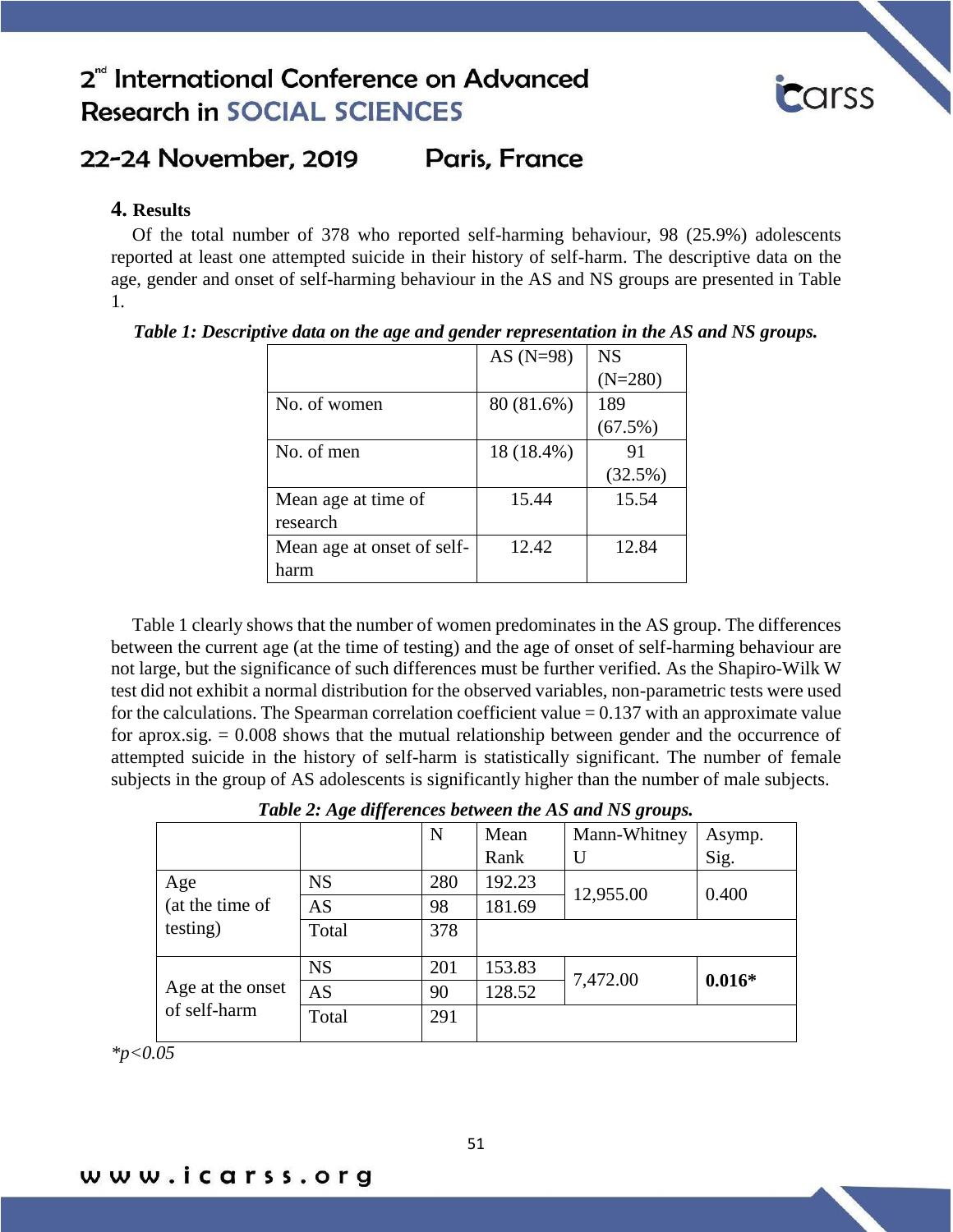## 4. Results

Of the total number of 378 who reported self-harming behaviour, 98 (25.9%) adolescents reported at least one attempted suicide in their history of self-harm. The descriptive data on the age, gender and onset of self-harming behaviour in the AS and NS groups are presented in Table 1.

***Table 1: Descriptive data on the age and gender representation in the AS and NS groups.***

| | AS (N=98) | NS (N=280) |
|---|---|---|
| No. of women | 80 (81.6%) | 189 (67.5%) |
| No. of men | 18 (18.4%) | 91 (32.5%) |
| Mean age at time of research | 15.44 | 15.54 |
| Mean age at onset of self-harm | 12.42 | 12.84 |

Table 1 clearly shows that the number of women predominates in the AS group. The differences between the current age (at the time of testing) and the age of onset of self-harming behaviour are not large, but the significance of such differences must be further verified. As the Shapiro-Wilk W test did not exhibit a normal distribution for the observed variables, non-parametric tests were used for the calculations. The Spearman correlation coefficient value = 0.137 with an approximate value for aprox.sig. = 0.008 shows that the mutual relationship between gender and the occurrence of attempted suicide in the history of self-harm is statistically significant. The number of female subjects in the group of AS adolescents is significantly higher than the number of male subjects.

***Table 2: Age differences between the AS and NS groups.***

| | | N | Mean Rank | Mann-Whitney U | Asymp. Sig. |
|---|---|---|---|---|---|
| Age (at the time of testing) | NS | 280 | 192.23 | 12,955.00 | 0.400 |
| | AS | 98 | 181.69 | | |
| | Total | 378 | | | |
| Age at the onset of self-harm | NS | 201 | 153.83 | 7,472.00 | **0.016*** |
| | AS | 90 | 128.52 | | |
| | Total | 291 | | | |

*$p<0.05$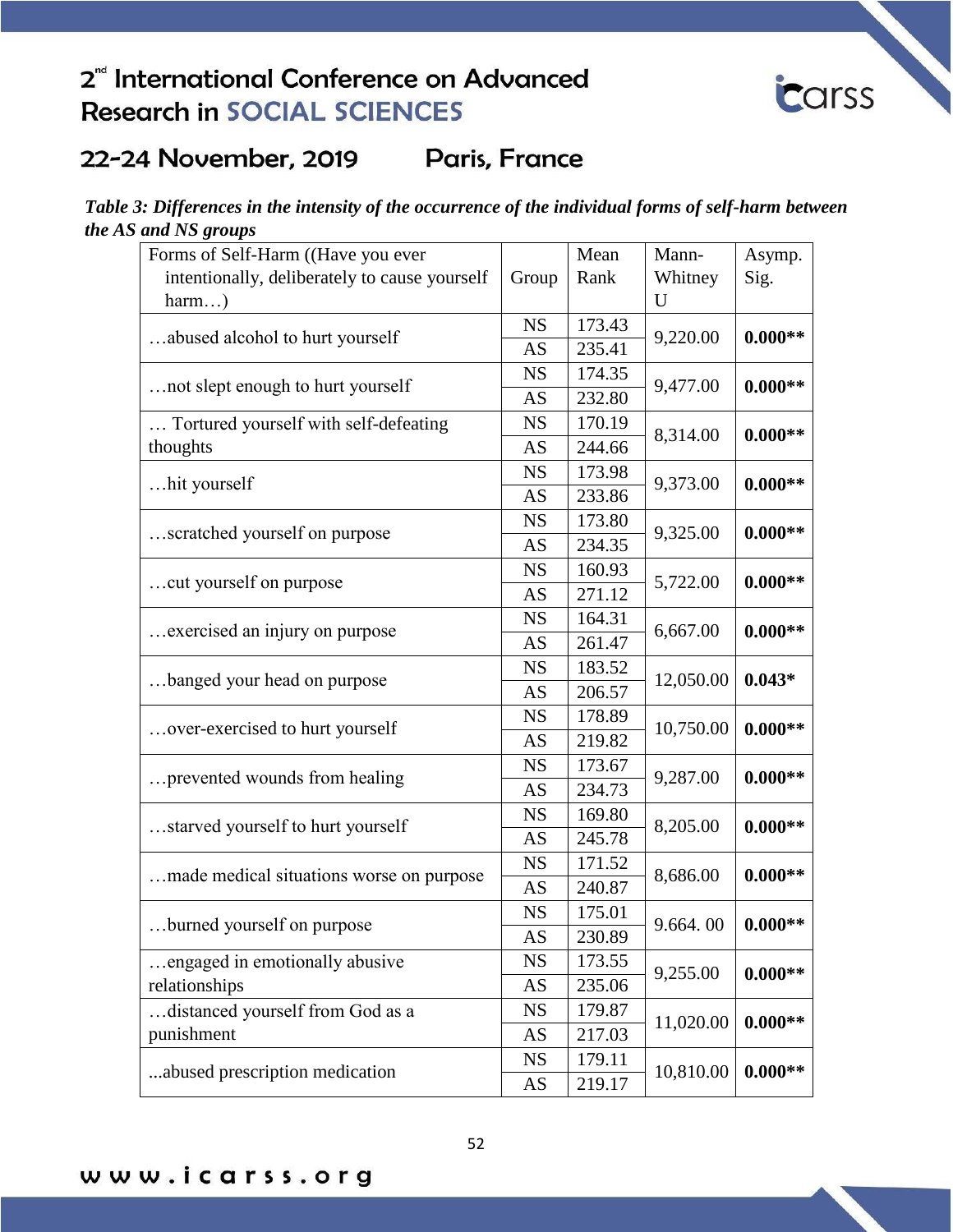*Table 3: Differences in the intensity of the occurrence of the individual forms of self-harm between the AS and NS groups*

| Forms of Self-Harm ((Have you ever intentionally, deliberately to cause yourself harm…) | Group | Mean Rank | Mann-Whitney U | Asymp. Sig. |
|---|---|---|---|---|
| …abused alcohol to hurt yourself | NS | 173.43 | 9,220.00 | **0.000\*\*** |
| | AS | 235.41 | | |
| …not slept enough to hurt yourself | NS | 174.35 | 9,477.00 | **0.000\*\*** |
| | AS | 232.80 | | |
| … Tortured yourself with self-defeating thoughts | NS | 170.19 | 8,314.00 | **0.000\*\*** |
| | AS | 244.66 | | |
| …hit yourself | NS | 173.98 | 9,373.00 | **0.000\*\*** |
| | AS | 233.86 | | |
| …scratched yourself on purpose | NS | 173.80 | 9,325.00 | **0.000\*\*** |
| | AS | 234.35 | | |
| …cut yourself on purpose | NS | 160.93 | 5,722.00 | **0.000\*\*** |
| | AS | 271.12 | | |
| …exercised an injury on purpose | NS | 164.31 | 6,667.00 | **0.000\*\*** |
| | AS | 261.47 | | |
| …banged your head on purpose | NS | 183.52 | 12,050.00 | **0.043\*** |
| | AS | 206.57 | | |
| …over-exercised to hurt yourself | NS | 178.89 | 10,750.00 | **0.000\*\*** |
| | AS | 219.82 | | |
| …prevented wounds from healing | NS | 173.67 | 9,287.00 | **0.000\*\*** |
| | AS | 234.73 | | |
| …starved yourself to hurt yourself | NS | 169.80 | 8,205.00 | **0.000\*\*** |
| | AS | 245.78 | | |
| …made medical situations worse on purpose | NS | 171.52 | 8,686.00 | **0.000\*\*** |
| | AS | 240.87 | | |
| …burned yourself on purpose | NS | 175.01 | 9.664. 00 | **0.000\*\*** |
| | AS | 230.89 | | |
| …engaged in emotionally abusive relationships | NS | 173.55 | 9,255.00 | **0.000\*\*** |
| | AS | 235.06 | | |
| …distanced yourself from God as a punishment | NS | 179.87 | 11,020.00 | **0.000\*\*** |
| | AS | 217.03 | | |
| ...abused prescription medication | NS | 179.11 | 10,810.00 | **0.000\*\*** |
| | AS | 219.17 | | |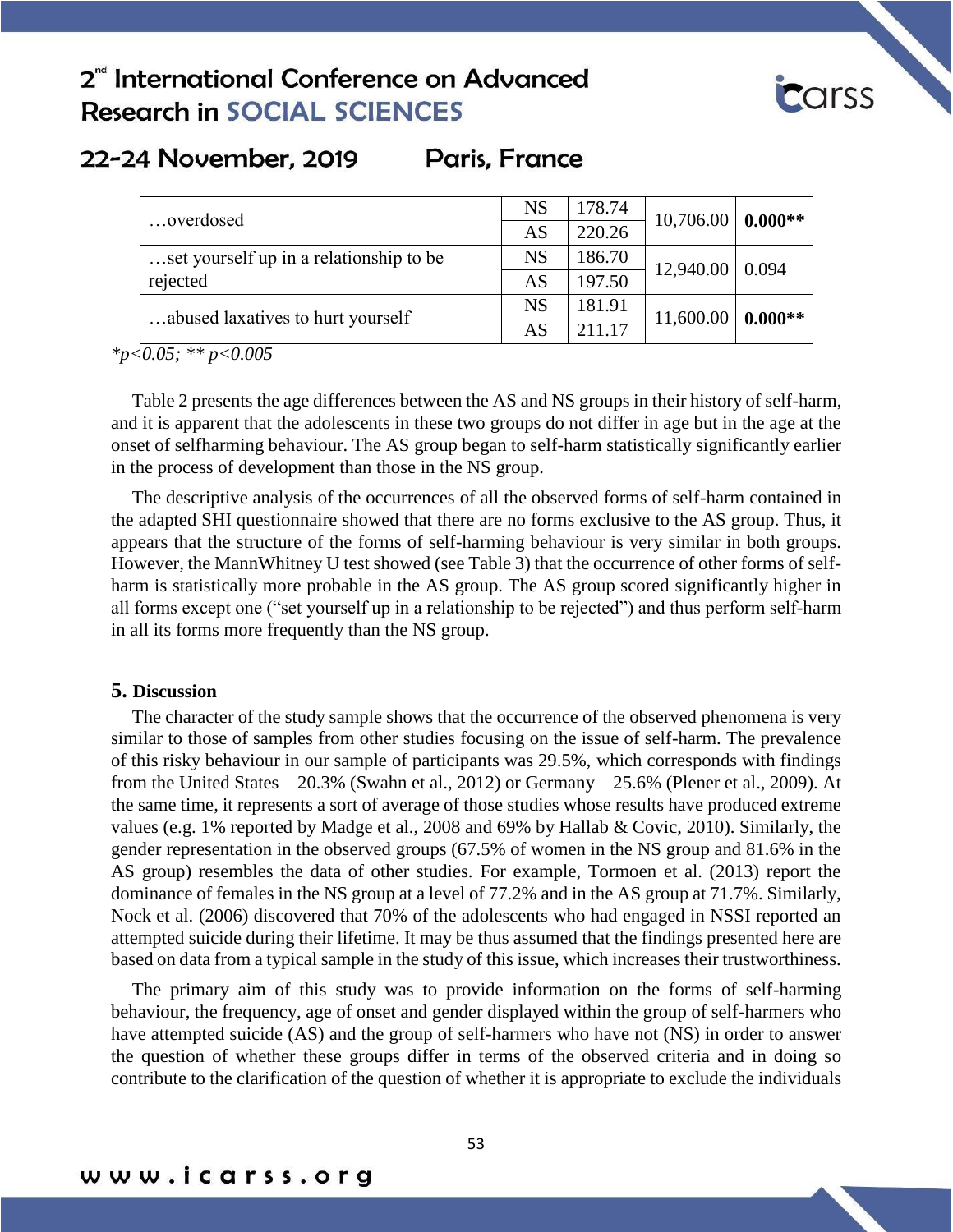| | | | | |
|---|---|---|---|---|
| …overdosed | NS | 178.74 | 10,706.00 | **0.000**** |
| | AS | 220.26 | | |
| …set yourself up in a relationship to be rejected | NS | 186.70 | 12,940.00 | 0.094 |
| | AS | 197.50 | | |
| …abused laxatives to hurt yourself | NS | 181.91 | 11,600.00 | **0.000**** |
| | AS | 211.17 | | |

*\*p<0.05; \*\* p<0.005*

Table 2 presents the age differences between the AS and NS groups in their history of self-harm, and it is apparent that the adolescents in these two groups do not differ in age but in the age at the onset of selfharming behaviour. The AS group began to self-harm statistically significantly earlier in the process of development than those in the NS group.

The descriptive analysis of the occurrences of all the observed forms of self-harm contained in the adapted SHI questionnaire showed that there are no forms exclusive to the AS group. Thus, it appears that the structure of the forms of self-harming behaviour is very similar in both groups. However, the MannWhitney U test showed (see Table 3) that the occurrence of other forms of self-harm is statistically more probable in the AS group. The AS group scored significantly higher in all forms except one ("set yourself up in a relationship to be rejected") and thus perform self-harm in all its forms more frequently than the NS group.

## 5. Discussion

The character of the study sample shows that the occurrence of the observed phenomena is very similar to those of samples from other studies focusing on the issue of self-harm. The prevalence of this risky behaviour in our sample of participants was 29.5%, which corresponds with findings from the United States – 20.3% (Swahn et al., 2012) or Germany – 25.6% (Plener et al., 2009). At the same time, it represents a sort of average of those studies whose results have produced extreme values (e.g. 1% reported by Madge et al., 2008 and 69% by Hallab & Covic, 2010). Similarly, the gender representation in the observed groups (67.5% of women in the NS group and 81.6% in the AS group) resembles the data of other studies. For example, Tormoen et al. (2013) report the dominance of females in the NS group at a level of 77.2% and in the AS group at 71.7%. Similarly, Nock et al. (2006) discovered that 70% of the adolescents who had engaged in NSSI reported an attempted suicide during their lifetime. It may be thus assumed that the findings presented here are based on data from a typical sample in the study of this issue, which increases their trustworthiness.

The primary aim of this study was to provide information on the forms of self-harming behaviour, the frequency, age of onset and gender displayed within the group of self-harmers who have attempted suicide (AS) and the group of self-harmers who have not (NS) in order to answer the question of whether these groups differ in terms of the observed criteria and in doing so contribute to the clarification of the question of whether it is appropriate to exclude the individuals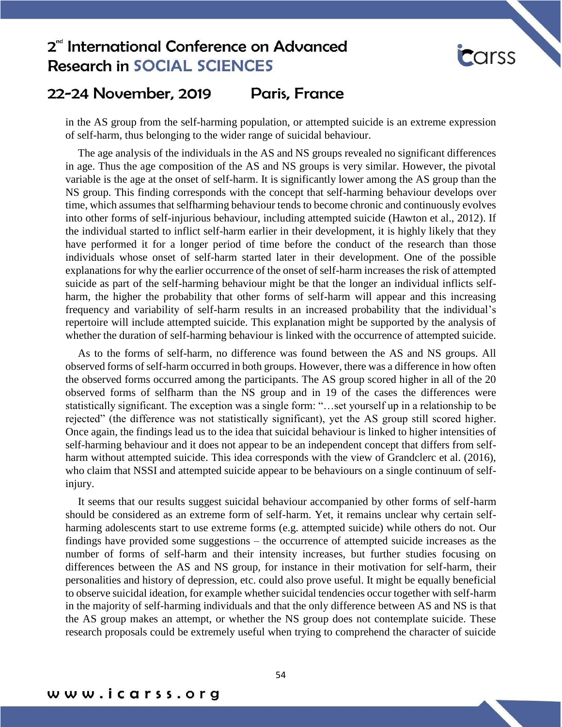in the AS group from the self-harming population, or attempted suicide is an extreme expression of self-harm, thus belonging to the wider range of suicidal behaviour.

The age analysis of the individuals in the AS and NS groups revealed no significant differences in age. Thus the age composition of the AS and NS groups is very similar. However, the pivotal variable is the age at the onset of self-harm. It is significantly lower among the AS group than the NS group. This finding corresponds with the concept that self-harming behaviour develops over time, which assumes that selfharming behaviour tends to become chronic and continuously evolves into other forms of self-injurious behaviour, including attempted suicide (Hawton et al., 2012). If the individual started to inflict self-harm earlier in their development, it is highly likely that they have performed it for a longer period of time before the conduct of the research than those individuals whose onset of self-harm started later in their development. One of the possible explanations for why the earlier occurrence of the onset of self-harm increases the risk of attempted suicide as part of the self-harming behaviour might be that the longer an individual inflicts self-harm, the higher the probability that other forms of self-harm will appear and this increasing frequency and variability of self-harm results in an increased probability that the individual's repertoire will include attempted suicide. This explanation might be supported by the analysis of whether the duration of self-harming behaviour is linked with the occurrence of attempted suicide.

As to the forms of self-harm, no difference was found between the AS and NS groups. All observed forms of self-harm occurred in both groups. However, there was a difference in how often the observed forms occurred among the participants. The AS group scored higher in all of the 20 observed forms of selfharm than the NS group and in 19 of the cases the differences were statistically significant. The exception was a single form: "…set yourself up in a relationship to be rejected" (the difference was not statistically significant), yet the AS group still scored higher. Once again, the findings lead us to the idea that suicidal behaviour is linked to higher intensities of self-harming behaviour and it does not appear to be an independent concept that differs from self-harm without attempted suicide. This idea corresponds with the view of Grandclerc et al. (2016), who claim that NSSI and attempted suicide appear to be behaviours on a single continuum of self-injury.

It seems that our results suggest suicidal behaviour accompanied by other forms of self-harm should be considered as an extreme form of self-harm. Yet, it remains unclear why certain self-harming adolescents start to use extreme forms (e.g. attempted suicide) while others do not. Our findings have provided some suggestions – the occurrence of attempted suicide increases as the number of forms of self-harm and their intensity increases, but further studies focusing on differences between the AS and NS group, for instance in their motivation for self-harm, their personalities and history of depression, etc. could also prove useful. It might be equally beneficial to observe suicidal ideation, for example whether suicidal tendencies occur together with self-harm in the majority of self-harming individuals and that the only difference between AS and NS is that the AS group makes an attempt, or whether the NS group does not contemplate suicide. These research proposals could be extremely useful when trying to comprehend the character of suicide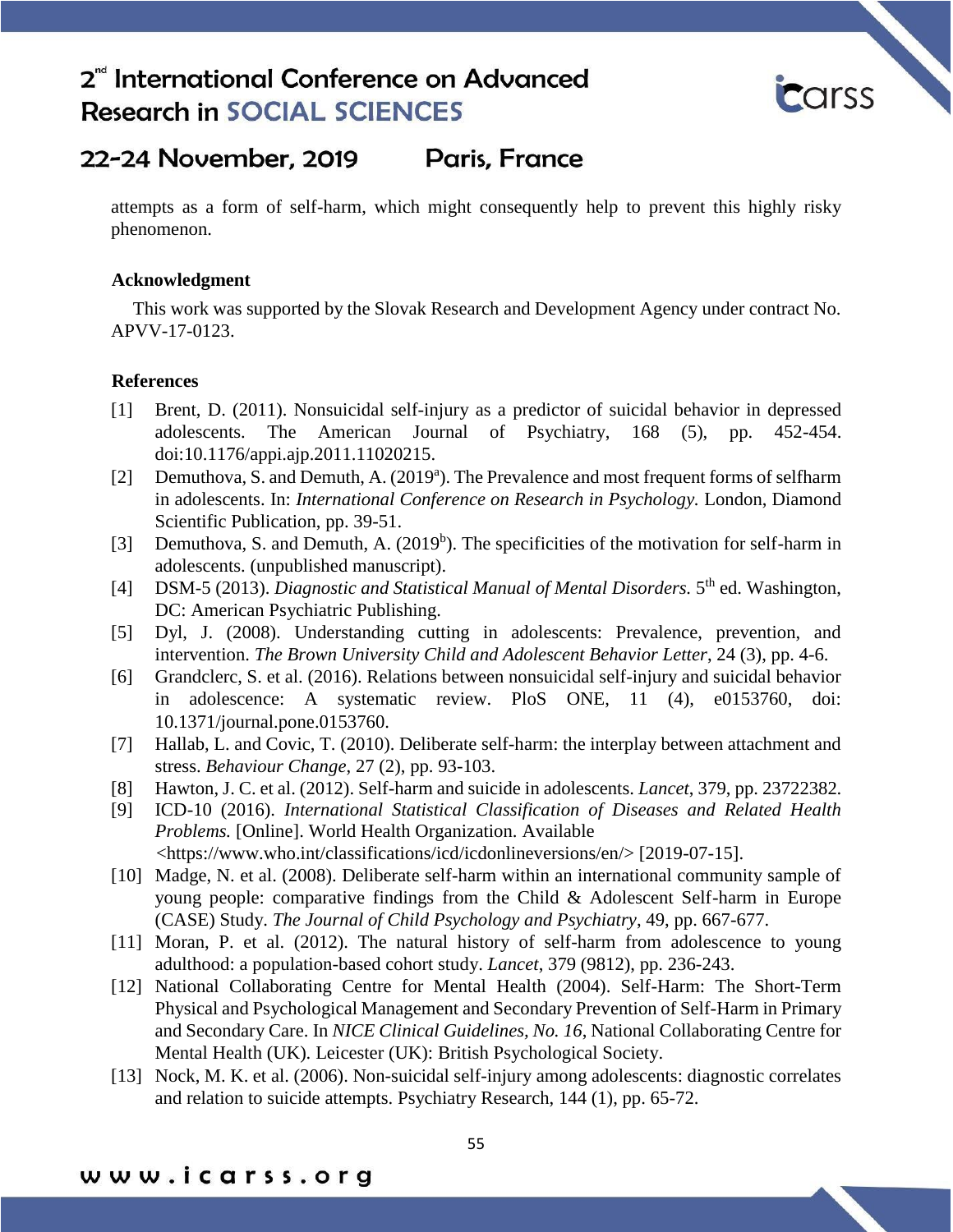attempts as a form of self-harm, which might consequently help to prevent this highly risky phenomenon.

### Acknowledgment

This work was supported by the Slovak Research and Development Agency under contract No. APVV-17-0123.

### References

[1] Brent, D. (2011). Nonsuicidal self-injury as a predictor of suicidal behavior in depressed adolescents. The American Journal of Psychiatry, 168 (5), pp. 452-454. doi:10.1176/appi.ajp.2011.11020215.

[2] Demuthova, S. and Demuth, A. (2019[a]). The Prevalence and most frequent forms of selfharm in adolescents. In: *International Conference on Research in Psychology.* London, Diamond Scientific Publication, pp. 39-51.

[3] Demuthova, S. and Demuth, A. (2019[b]). The specificities of the motivation for self-harm in adolescents. (unpublished manuscript).

[4] DSM-5 (2013). *Diagnostic and Statistical Manual of Mental Disorders.* 5th ed. Washington, DC: American Psychiatric Publishing.

[5] Dyl, J. (2008). Understanding cutting in adolescents: Prevalence, prevention, and intervention. *The Brown University Child and Adolescent Behavior Letter*, 24 (3), pp. 4-6.

[6] Grandclerc, S. et al. (2016). Relations between nonsuicidal self-injury and suicidal behavior in adolescence: A systematic review. PloS ONE, 11 (4), e0153760, doi: 10.1371/journal.pone.0153760.

[7] Hallab, L. and Covic, T. (2010). Deliberate self-harm: the interplay between attachment and stress. *Behaviour Change*, 27 (2), pp. 93-103.

[8] Hawton, J. C. et al. (2012). Self-harm and suicide in adolescents. *Lancet*, 379, pp. 23722382.

[9] ICD-10 (2016). *International Statistical Classification of Diseases and Related Health Problems.* [Online]. World Health Organization. Available <https://www.who.int/classifications/icd/icdonlineversions/en/> [2019-07-15].

[10] Madge, N. et al. (2008). Deliberate self-harm within an international community sample of young people: comparative findings from the Child & Adolescent Self-harm in Europe (CASE) Study. *The Journal of Child Psychology and Psychiatry*, 49, pp. 667-677.

[11] Moran, P. et al. (2012). The natural history of self-harm from adolescence to young adulthood: a population-based cohort study. *Lancet*, 379 (9812), pp. 236-243.

[12] National Collaborating Centre for Mental Health (2004). Self-Harm: The Short-Term Physical and Psychological Management and Secondary Prevention of Self-Harm in Primary and Secondary Care. In *NICE Clinical Guidelines, No. 16*, National Collaborating Centre for Mental Health (UK). Leicester (UK): British Psychological Society.

[13] Nock, M. K. et al. (2006). Non-suicidal self-injury among adolescents: diagnostic correlates and relation to suicide attempts. Psychiatry Research, 144 (1), pp. 65-72.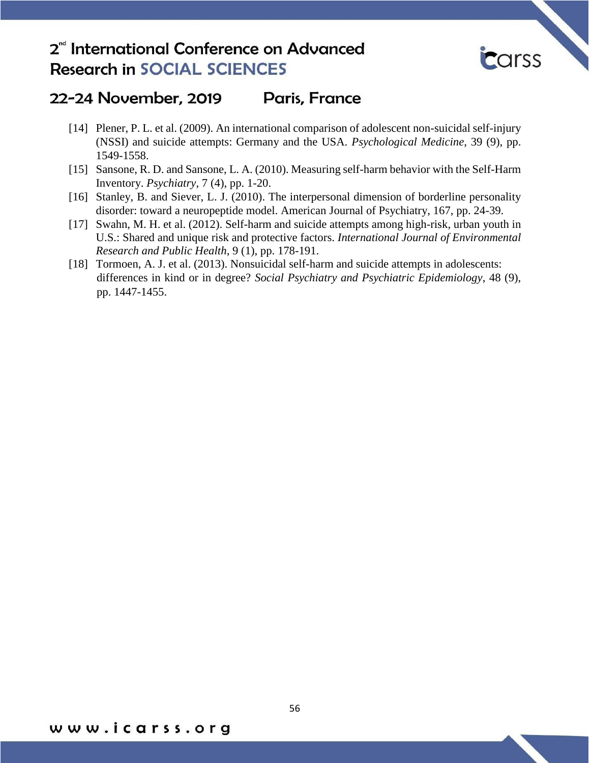[14] Plener, P. L. et al. (2009). An international comparison of adolescent non-suicidal self-injury (NSSI) and suicide attempts: Germany and the USA. *Psychological Medicine*, 39 (9), pp. 1549-1558.

[15] Sansone, R. D. and Sansone, L. A. (2010). Measuring self-harm behavior with the Self-Harm Inventory. *Psychiatry*, 7 (4), pp. 1-20.

[16] Stanley, B. and Siever, L. J. (2010). The interpersonal dimension of borderline personality disorder: toward a neuropeptide model. American Journal of Psychiatry, 167, pp. 24-39.

[17] Swahn, M. H. et al. (2012). Self-harm and suicide attempts among high-risk, urban youth in U.S.: Shared and unique risk and protective factors. *International Journal of Environmental Research and Public Health*, 9 (1), pp. 178-191.

[18] Tormoen, A. J. et al. (2013). Nonsuicidal self-harm and suicide attempts in adolescents: differences in kind or in degree? *Social Psychiatry and Psychiatric Epidemiology*, 48 (9), pp. 1447-1455.